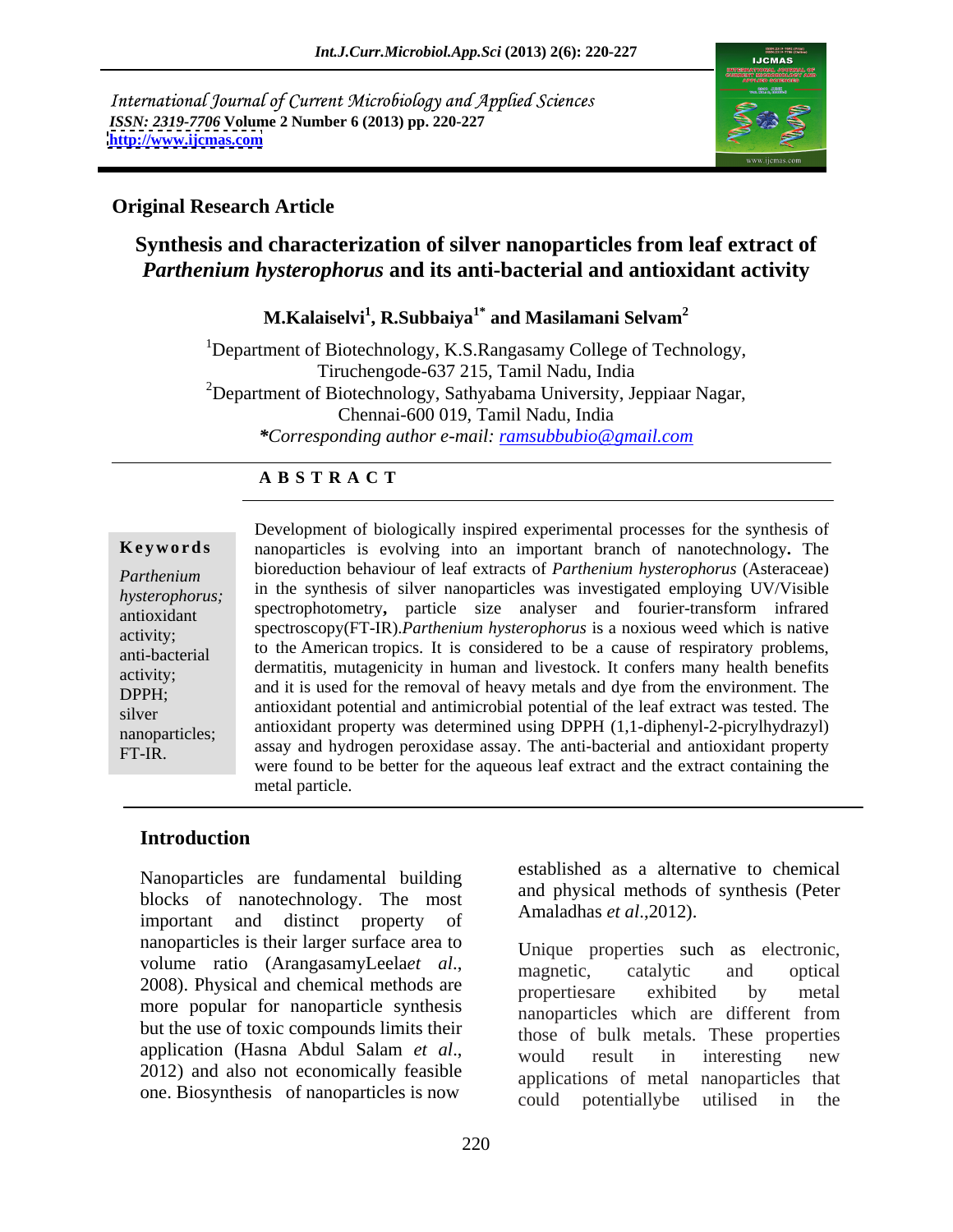International Journal of Current Microbiology and Applied Sciences
*ISSN: 2319-7706* **Volume 2 Number 6 (2013) pp. 220-227**
**http://www.ijcmas.com**

**Original Research Article**

# Synthesis and characterization of silver nanoparticles from leaf extract of *Parthenium hysterophorus* and its anti-bacterial and antioxidant activity

**M.Kalaiselvi[1], R.Subbaiya[1*] and Masilamani Selvam[2]**

[1]Department of Biotechnology, K.S.Rangasamy College of Technology, Tiruchengode-637 215, Tamil Nadu, India
[2]Department of Biotechnology, Sathyabama University, Jeppiaar Nagar, Chennai-600 019, Tamil Nadu, India
*\*Corresponding author e-mail: ramsubbubio@gmail.com*

## A B S T R A C T

**Keywords**

*Parthenium hysterophorus;* antioxidant activity; anti-bacterial activity; DPPH; silver nanoparticles; FT-IR.

Development of biologically inspired experimental processes for the synthesis of nanoparticles is evolving into an important branch of nanotechnology**.** The bioreduction behaviour of leaf extracts of *Parthenium hysterophorus* (Asteraceae) in the synthesis of silver nanoparticles was investigated employing UV/Visible spectrophotometry**,** particle size analyser and fourier-transform infrared spectroscopy(FT-IR).*Parthenium hysterophorus* is a noxious weed which is native to the American tropics. It is considered to be a cause of respiratory problems, dermatitis, mutagenicity in human and livestock. It confers many health benefits and it is used for the removal of heavy metals and dye from the environment. The antioxidant potential and antimicrobial potential of the leaf extract was tested. The antioxidant property was determined using DPPH (1,1-diphenyl-2-picrylhydrazyl) assay and hydrogen peroxidase assay. The anti-bacterial and antioxidant property were found to be better for the aqueous leaf extract and the extract containing the metal particle.

## Introduction

Nanoparticles are fundamental building blocks of nanotechnology. The most important and distinct property of nanoparticles is their larger surface area to volume ratio (ArangasamyLeela*et al*., 2008). Physical and chemical methods are more popular for nanoparticle synthesis but the use of toxic compounds limits their application (Hasna Abdul Salam *et al*., 2012) and also not economically feasible one. Biosynthesis of nanoparticles is now established as a alternative to chemical and physical methods of synthesis (Peter Amaladhas *et al*.,2012).

Unique properties such as electronic, magnetic, catalytic and optical propertiesare exhibited by metal nanoparticles which are different from those of bulk metals. These properties would result in interesting new applications of metal nanoparticles that could potentiallybe utilised in the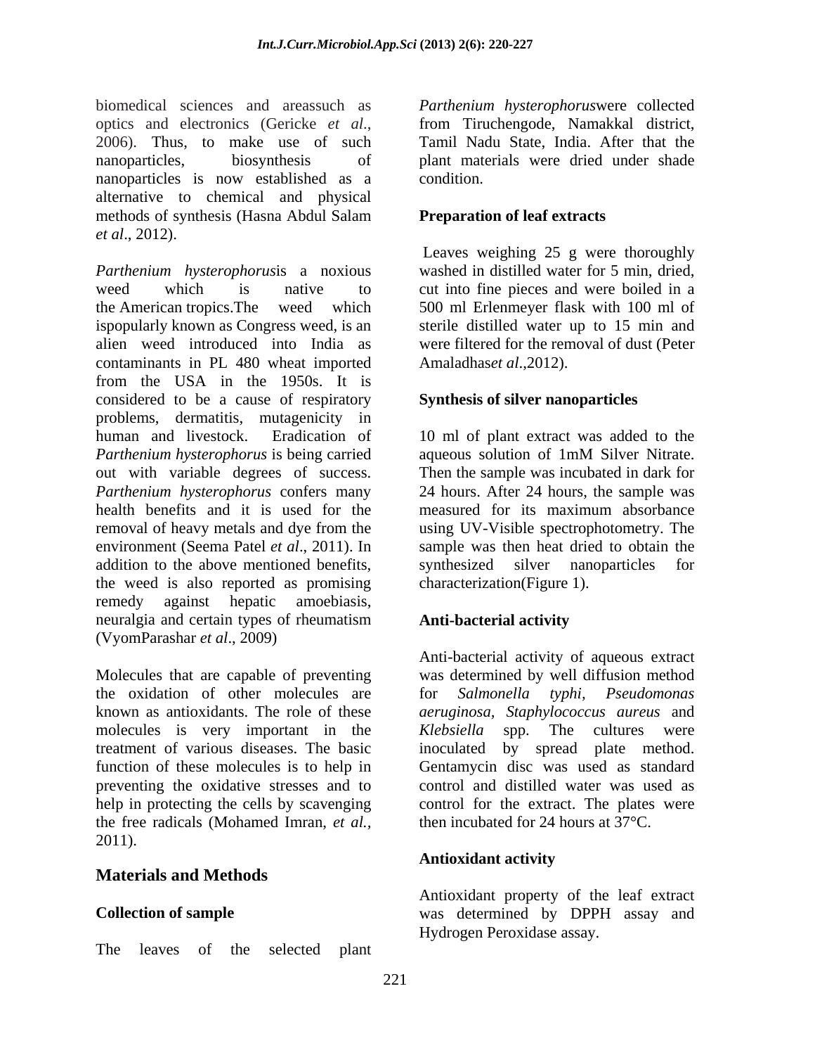biomedical sciences and areassuch as optics and electronics (Gericke *et al*., 2006). Thus, to make use of such nanoparticles, biosynthesis of nanoparticles is now established as a alternative to chemical and physical methods of synthesis (Hasna Abdul Salam *et al*., 2012).

*Parthenium hysterophorus*is a noxious weed which is native to the American tropics.The weed which ispopularly known as Congress weed, is an alien weed introduced into India as contaminants in PL 480 wheat imported from the USA in the 1950s. It is considered to be a cause of respiratory problems, dermatitis, mutagenicity in human and livestock. Eradication of *Parthenium hysterophorus* is being carried out with variable degrees of success. *Parthenium hysterophorus* confers many health benefits and it is used for the removal of heavy metals and dye from the environment (Seema Patel *et al*., 2011). In addition to the above mentioned benefits, the weed is also reported as promising remedy against hepatic amoebiasis, neuralgia and certain types of rheumatism (VyomParashar *et al*., 2009)

Molecules that are capable of preventing the oxidation of other molecules are known as antioxidants. The role of these molecules is very important in the treatment of various diseases. The basic function of these molecules is to help in preventing the oxidative stresses and to help in protecting the cells by scavenging the free radicals (Mohamed Imran, *et al.,* 2011).

## Materials and Methods

### Collection of sample

The leaves of the selected plant *Parthenium hysterophorus*were collected from Tiruchengode, Namakkal district, Tamil Nadu State, India. After that the plant materials were dried under shade condition.

### Preparation of leaf extracts

Leaves weighing 25 g were thoroughly washed in distilled water for 5 min, dried, cut into fine pieces and were boiled in a 500 ml Erlenmeyer flask with 100 ml of sterile distilled water up to 15 min and were filtered for the removal of dust (Peter Amaladhas*et al*.,2012).

### Synthesis of silver nanoparticles

10 ml of plant extract was added to the aqueous solution of 1mM Silver Nitrate. Then the sample was incubated in dark for 24 hours. After 24 hours, the sample was measured for its maximum absorbance using UV-Visible spectrophotometry. The sample was then heat dried to obtain the synthesized silver nanoparticles for characterization(Figure 1).

### Anti-bacterial activity

Anti-bacterial activity of aqueous extract was determined by well diffusion method for *Salmonella typhi*, *Pseudomonas aeruginosa, Staphylococcus aureus* and *Klebsiella* spp. The cultures were inoculated by spread plate method. Gentamycin disc was used as standard control and distilled water was used as control for the extract. The plates were then incubated for 24 hours at 37°C.

### Antioxidant activity

Antioxidant property of the leaf extract was determined by DPPH assay and Hydrogen Peroxidase assay.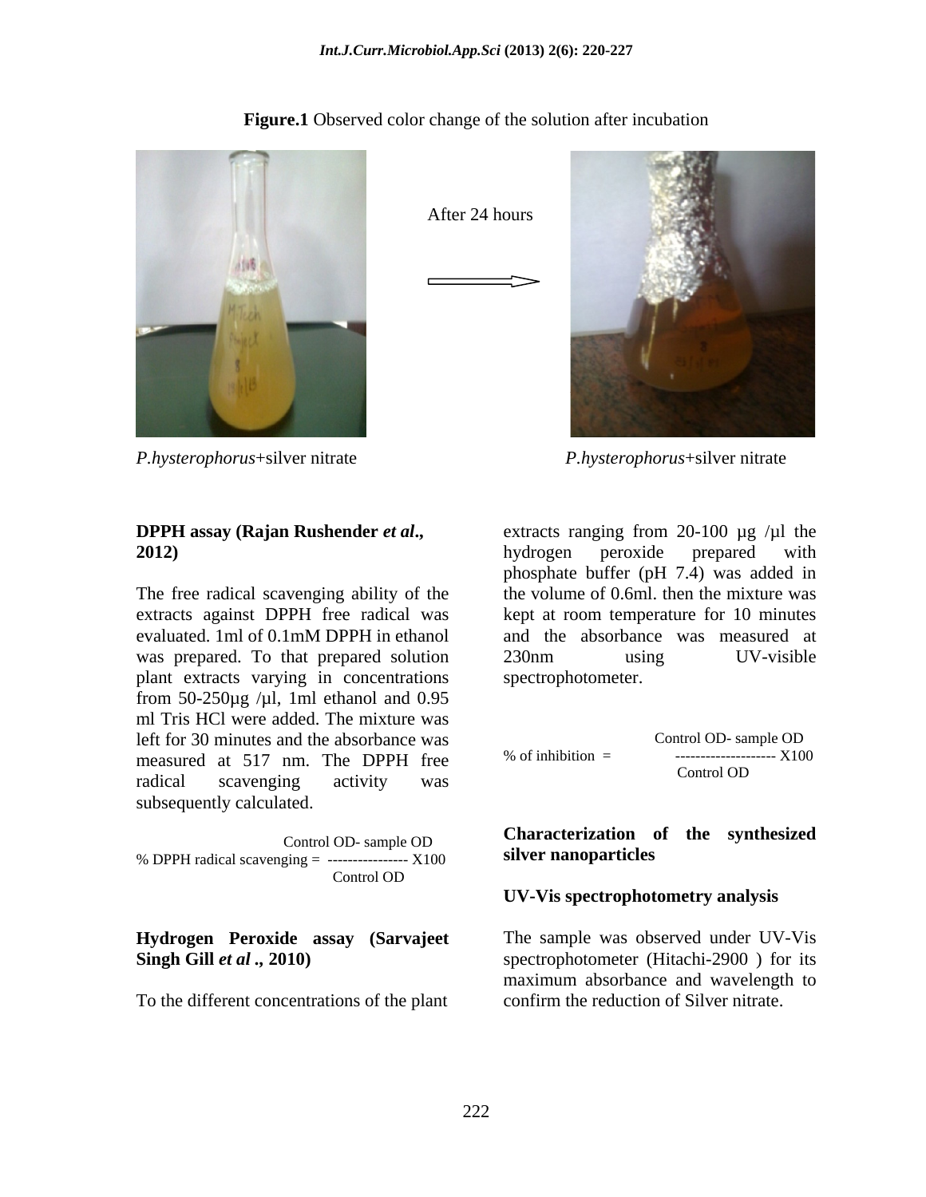**Figure.1** Observed color change of the solution after incubation

After 24 hours

*P.hysterophorus*+silver nitrate　　　　*P.hysterophorus*+silver nitrate

**DPPH assay (Rajan Rushender *et al*., 2012)**

The free radical scavenging ability of the extracts against DPPH free radical was evaluated. 1ml of 0.1mM DPPH in ethanol was prepared. To that prepared solution plant extracts varying in concentrations from 50-250µg /µl, 1ml ethanol and 0.95 ml Tris HCl were added. The mixture was left for 30 minutes and the absorbance was measured at 517 nm. The DPPH free radical scavenging activity was subsequently calculated.

$$\% \text{ DPPH radical scavenging} = \frac{\text{Control OD} - \text{sample OD}}{\text{Control OD}} \times 100$$

**Hydrogen Peroxide assay (Sarvajeet Singh Gill *et al* ., 2010)**

To the different concentrations of the plant extracts ranging from 20-100 µg /µl the hydrogen peroxide prepared with phosphate buffer (pH 7.4) was added in the volume of 0.6ml. then the mixture was kept at room temperature for 10 minutes and the absorbance was measured at 230nm using UV-visible spectrophotometer.

$$\% \text{ of inhibition} = \frac{\text{Control OD} - \text{sample OD}}{\text{Control OD}} \times 100$$

**Characterization of the synthesized silver nanoparticles**

**UV-Vis spectrophotometry analysis**

The sample was observed under UV-Vis spectrophotometer (Hitachi-2900 ) for its maximum absorbance and wavelength to confirm the reduction of Silver nitrate.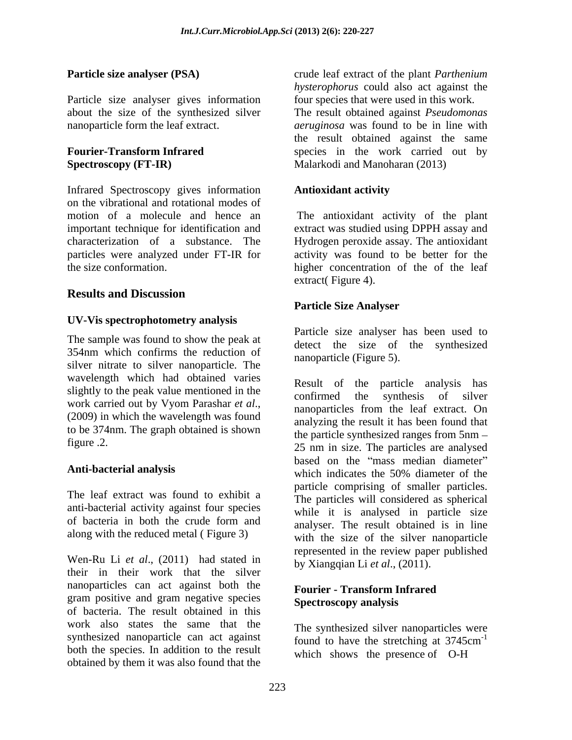**Particle size analyser (PSA)**

Particle size analyser gives information about the size of the synthesized silver nanoparticle form the leaf extract.

**Fourier-Transform Infrared Spectroscopy (FT-IR)**

Infrared Spectroscopy gives information on the vibrational and rotational modes of motion of a molecule and hence an important technique for identification and characterization of a substance. The particles were analyzed under FT-IR for the size conformation.

## Results and Discussion

### UV-Vis spectrophotometry analysis

The sample was found to show the peak at 354nm which confirms the reduction of silver nitrate to silver nanoparticle. The wavelength which had obtained varies slightly to the peak value mentioned in the work carried out by Vyom Parashar *et al*., (2009) in which the wavelength was found to be 374nm. The graph obtained is shown figure .2.

### Anti-bacterial analysis

The leaf extract was found to exhibit a anti-bacterial activity against four species of bacteria in both the crude form and along with the reduced metal ( Figure 3)

Wen-Ru Li *et al*., (2011) had stated in their in their work that the silver nanoparticles can act against both the gram positive and gram negative species of bacteria. The result obtained in this work also states the same that the synthesized nanoparticle can act against both the species. In addition to the result obtained by them it was also found that the crude leaf extract of the plant *Parthenium hysterophorus* could also act against the four species that were used in this work. The result obtained against *Pseudomonas aeruginosa* was found to be in line with the result obtained against the same species in the work carried out by Malarkodi and Manoharan (2013)

### Antioxidant activity

The antioxidant activity of the plant extract was studied using DPPH assay and Hydrogen peroxide assay. The antioxidant activity was found to be better for the higher concentration of the of the leaf extract( Figure 4).

### Particle Size Analyser

Particle size analyser has been used to detect the size of the synthesized nanoparticle (Figure 5).

Result of the particle analysis has confirmed the synthesis of silver nanoparticles from the leaf extract. On analyzing the result it has been found that the particle synthesized ranges from 5nm – 25 nm in size. The particles are analysed based on the "mass median diameter" which indicates the 50% diameter of the particle comprising of smaller particles. The particles will considered as spherical while it is analysed in particle size analyser. The result obtained is in line with the size of the silver nanoparticle represented in the review paper published by Xiangqian Li *et al*., (2011).

### Fourier - Transform Infrared Spectroscopy analysis

The synthesized silver nanoparticles were found to have the stretching at 3745$cm^{-1}$ which shows the presence of O-H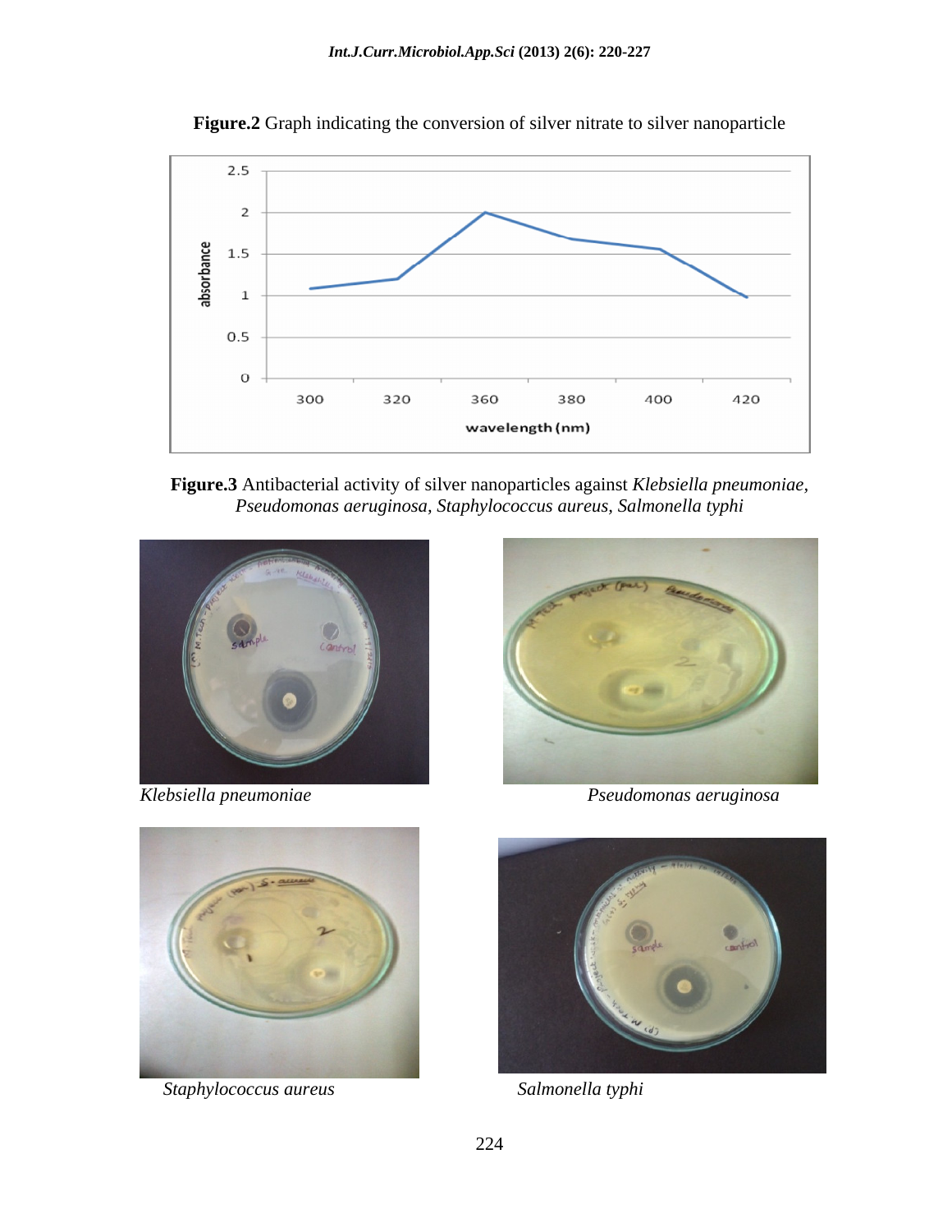**Figure.2** Graph indicating the conversion of silver nitrate to silver nanoparticle

**Figure.3** Antibacterial activity of silver nanoparticles against *Klebsiella pneumoniae, Pseudomonas aeruginosa, Staphylococcus aureus, Salmonella typhi*

*Klebsiella pneumoniae*

*Pseudomonas aeruginosa*

*Staphylococcus aureus*

*Salmonella typhi*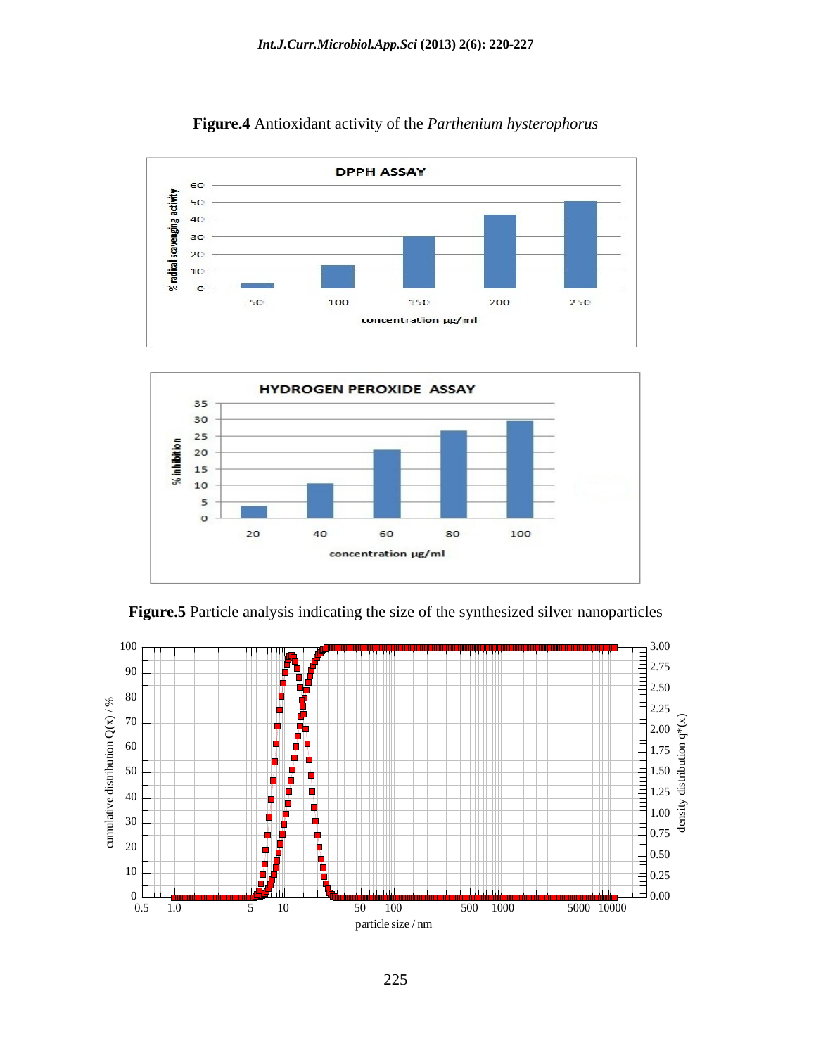**Figure.4** Antioxidant activity of the *Parthenium hysterophorus*

**Figure.5** Particle analysis indicating the size of the synthesized silver nanoparticles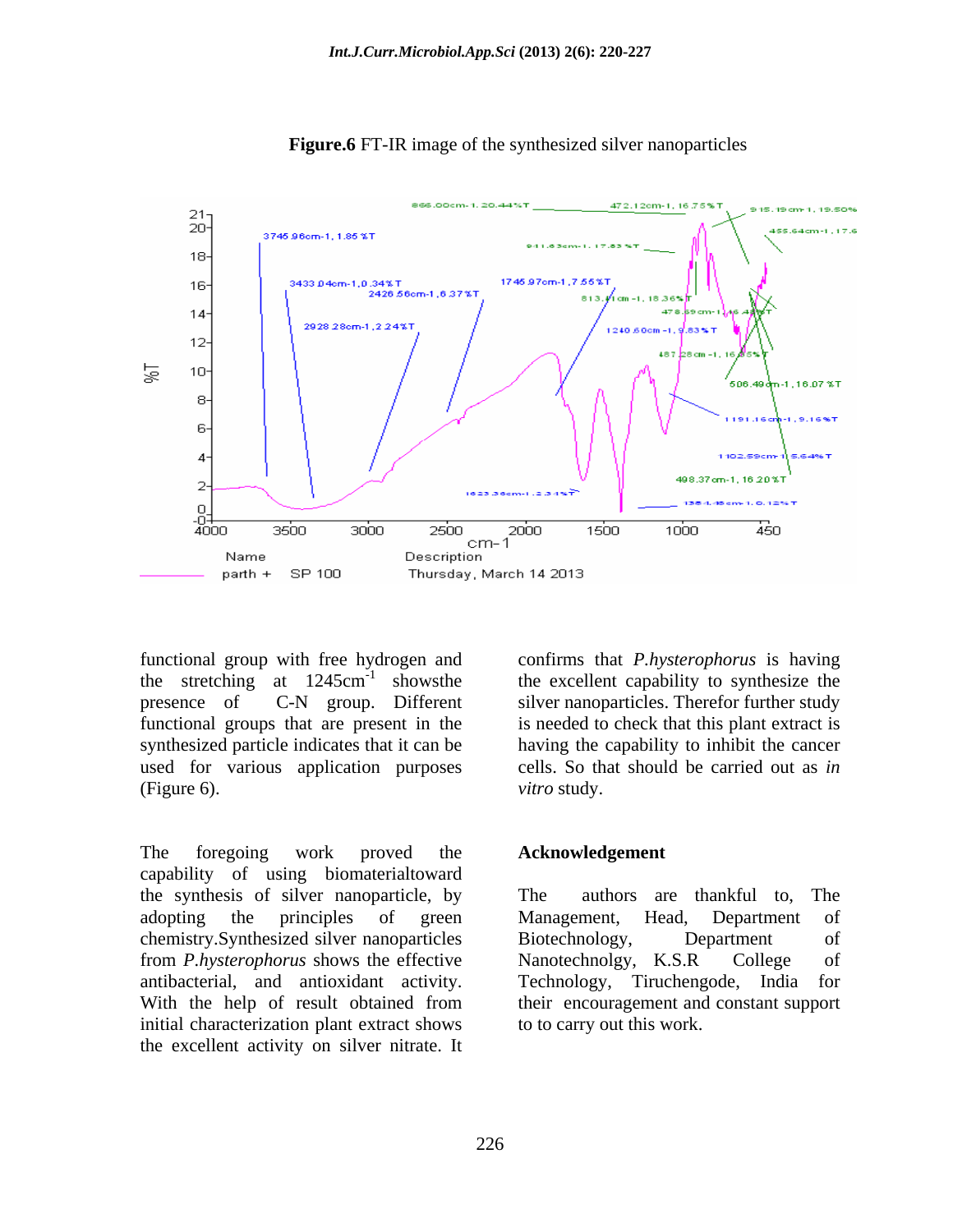**Figure.6** FT-IR image of the synthesized silver nanoparticles

functional group with free hydrogen and the stretching at 1245cm$^{-1}$ showsthe presence of C-N group. Different functional groups that are present in the synthesized particle indicates that it can be used for various application purposes (Figure 6).

The foregoing work proved the capability of using biomaterialtoward the synthesis of silver nanoparticle, by adopting the principles of green chemistry.Synthesized silver nanoparticles from *P.hysterophorus* shows the effective antibacterial, and antioxidant activity. With the help of result obtained from initial characterization plant extract shows the excellent activity on silver nitrate. It confirms that *P.hysterophorus* is having the excellent capability to synthesize the silver nanoparticles. Therefor further study is needed to check that this plant extract is having the capability to inhibit the cancer cells. So that should be carried out as *in vitro* study.

## Acknowledgement

The authors are thankful to, The Management, Head, Department of Biotechnology, Department of Nanotechnolgy, K.S.R College of Technology, Tiruchengode, India for their encouragement and constant support to to carry out this work.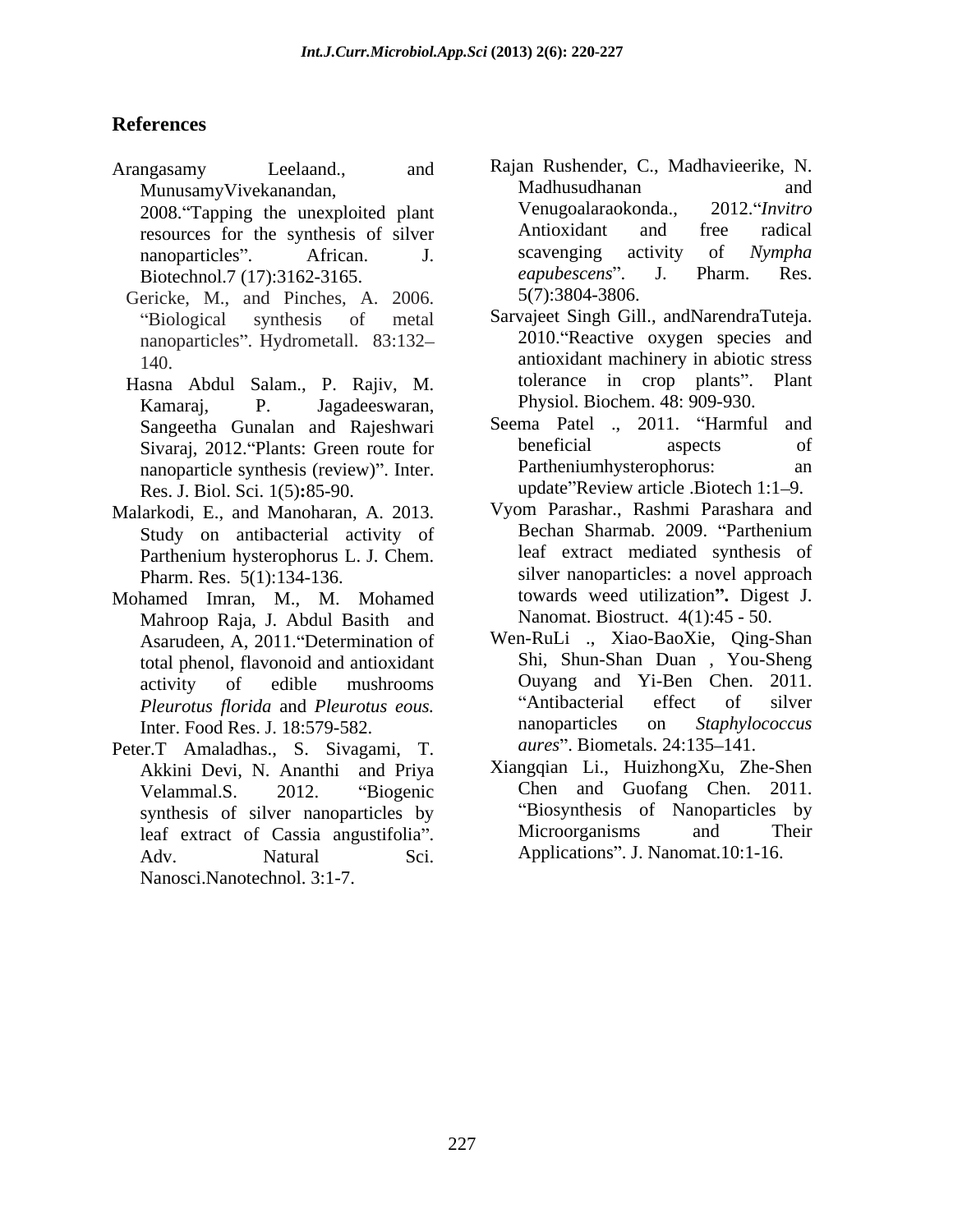## References

Arangasamy Leelaand., and MunusamyVivekanandan, 2008."Tapping the unexploited plant resources for the synthesis of silver nanoparticles". African. J. Biotechnol.7 (17):3162-3165.

Gericke, M., and Pinches, A. 2006. "Biological synthesis of metal nanoparticles". Hydrometall. 83:132–140.

Hasna Abdul Salam., P. Rajiv, M. Kamaraj, P. Jagadeeswaran, Sangeetha Gunalan and Rajeshwari Sivaraj, 2012."Plants: Green route for nanoparticle synthesis (review)". Inter. Res. J. Biol. Sci. 1(5)**:**85-90.

Malarkodi, E., and Manoharan, A. 2013. Study on antibacterial activity of Parthenium hysterophorus L. J. Chem. Pharm. Res. 5(1):134-136.

Mohamed Imran, M., M. Mohamed Mahroop Raja, J. Abdul Basith and Asarudeen, A, 2011."Determination of total phenol, flavonoid and antioxidant activity of edible mushrooms *Pleurotus florida* and *Pleurotus eous.* Inter. Food Res. J. 18:579-582.

Peter.T Amaladhas., S. Sivagami, T. Akkini Devi, N. Ananthi and Priya Velammal.S. 2012. "Biogenic synthesis of silver nanoparticles by leaf extract of Cassia angustifolia". Adv. Natural Sci. Nanosci.Nanotechnol. 3:1-7.

Rajan Rushender, C., Madhavieerike, N. Madhusudhanan and Venugoalaraokonda., 2012."*Invitro* Antioxidant and free radical scavenging activity of *Nympha eapubescens*". J. Pharm. Res. 5(7):3804-3806.

Sarvajeet Singh Gill., andNarendraTuteja. 2010."Reactive oxygen species and antioxidant machinery in abiotic stress tolerance in crop plants". Plant Physiol. Biochem. 48: 909-930.

Seema Patel ., 2011. "Harmful and beneficial aspects of Partheniumhysterophorus: an update"Review article .Biotech 1:1–9.

Vyom Parashar., Rashmi Parashara and Bechan Sharmab. 2009. "Parthenium leaf extract mediated synthesis of silver nanoparticles: a novel approach towards weed utilization**".** Digest J. Nanomat. Biostruct. 4(1):45 - 50.

Wen-RuLi ., Xiao-BaoXie, Qing-Shan Shi, Shun-Shan Duan , You-Sheng Ouyang and Yi-Ben Chen. 2011. "Antibacterial effect of silver nanoparticles on *Staphylococcus aures*". Biometals. 24:135–141.

Xiangqian Li., HuizhongXu, Zhe-Shen Chen and Guofang Chen. 2011. "Biosynthesis of Nanoparticles by Microorganisms and Their Applications". J. Nanomat.10:1-16.